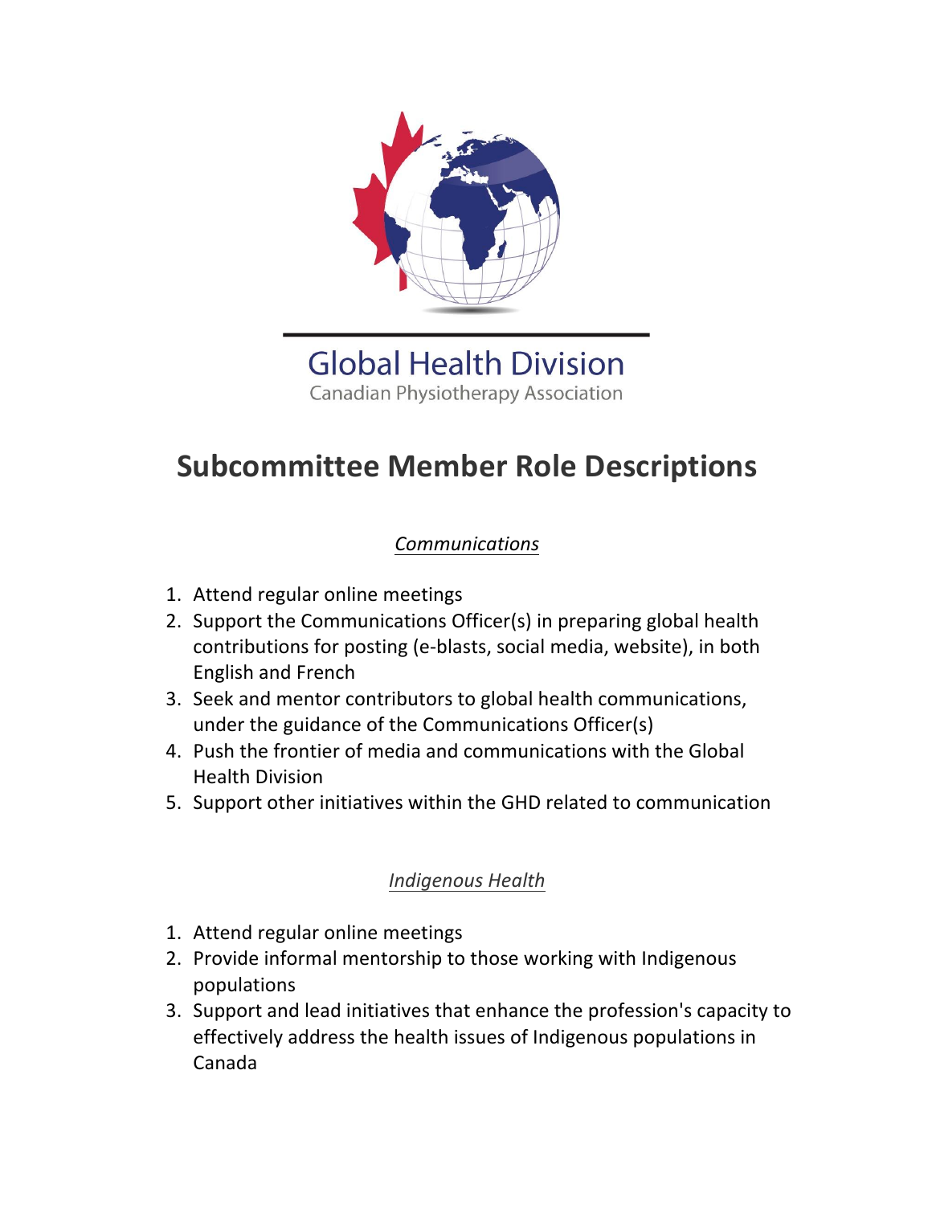Global Health Division

Canadian Physiotherapy Association

# Subcommittee Member Role Descriptions

## *Communications*

1. Attend regular online meetings
2. Support the Communications Officer(s) in preparing global health contributions for posting (e-blasts, social media, website), in both English and French
3. Seek and mentor contributors to global health communications, under the guidance of the Communications Officer(s)
4. Push the frontier of media and communications with the Global Health Division
5. Support other initiatives within the GHD related to communication

## *Indigenous Health*

1. Attend regular online meetings
2. Provide informal mentorship to those working with Indigenous populations
3. Support and lead initiatives that enhance the profession's capacity to effectively address the health issues of Indigenous populations in Canada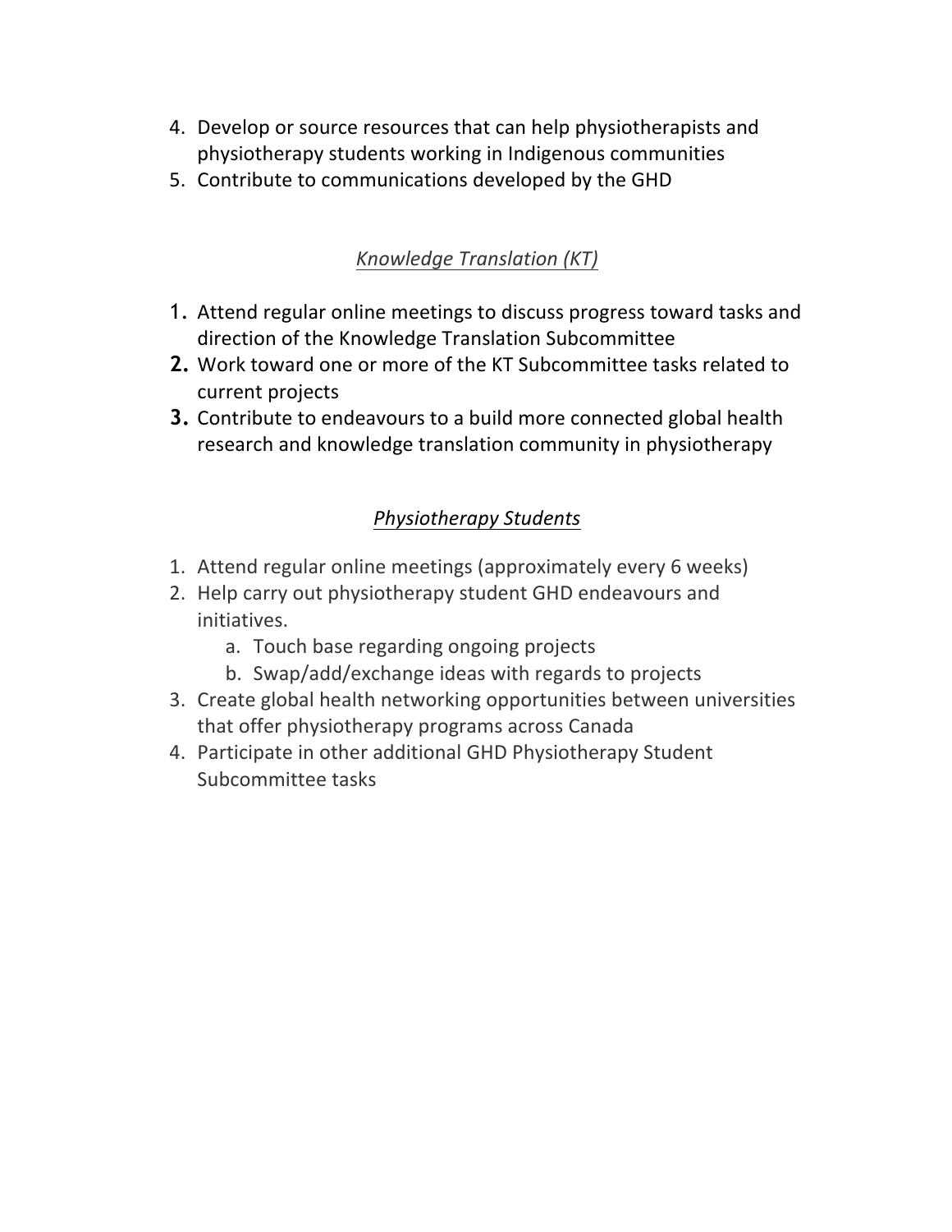4. Develop or source resources that can help physiotherapists and physiotherapy students working in Indigenous communities
5. Contribute to communications developed by the GHD

### *Knowledge Translation (KT)*

1. Attend regular online meetings to discuss progress toward tasks and direction of the Knowledge Translation Subcommittee
2. Work toward one or more of the KT Subcommittee tasks related to current projects
3. Contribute to endeavours to a build more connected global health research and knowledge translation community in physiotherapy

### *Physiotherapy Students*

1. Attend regular online meetings (approximately every 6 weeks)
2. Help carry out physiotherapy student GHD endeavours and initiatives.
    a. Touch base regarding ongoing projects
    b. Swap/add/exchange ideas with regards to projects
3. Create global health networking opportunities between universities that offer physiotherapy programs across Canada
4. Participate in other additional GHD Physiotherapy Student Subcommittee tasks